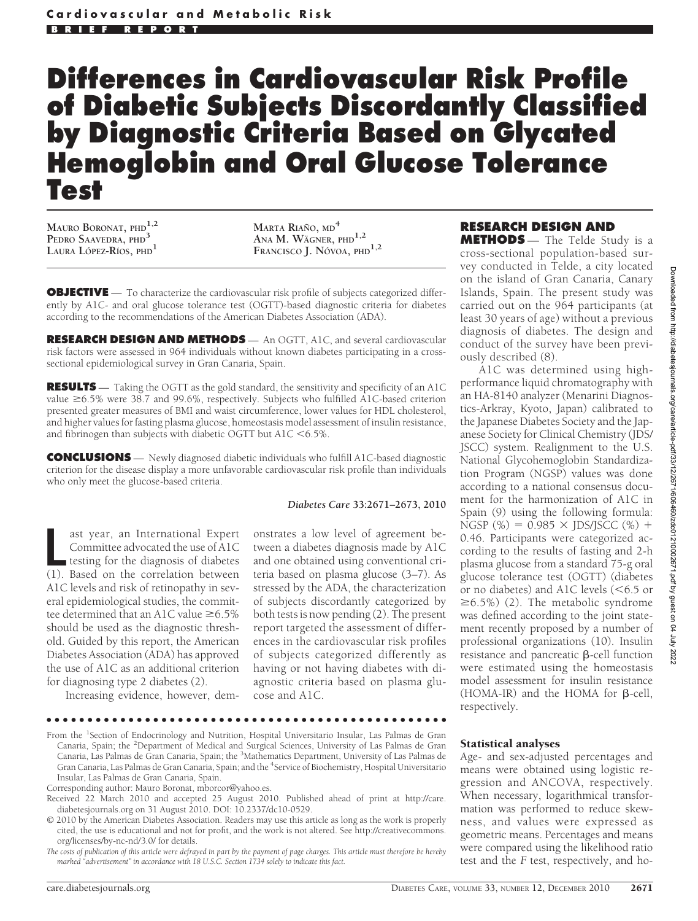Cardiovascular and Metabolic Risk

BRIEF REPORT

# Differences in Cardiovascular Risk Profile of Diabetic Subjects Discordantly Classified by Diagnostic Criteria Based on Glycated Hemoglobin and Oral Glucose Tolerance Test

MAURO BORONAT, PHD[1,2]
PEDRO SAAVEDRA, PHD[3]
LAURA LÓPEZ-RÍOS, PHD[1]
MARTA RIAÑO, MD[4]
ANA M. WÄGNER, PHD[1,2]
FRANCISCO J. NÓVOA, PHD[1,2]

**OBJECTIVE** — To characterize the cardiovascular risk profile of subjects categorized differently by A1C- and oral glucose tolerance test (OGTT)-based diagnostic criteria for diabetes according to the recommendations of the American Diabetes Association (ADA).

**RESEARCH DESIGN AND METHODS** — An OGTT, A1C, and several cardiovascular risk factors were assessed in 964 individuals without known diabetes participating in a cross-sectional epidemiological survey in Gran Canaria, Spain.

**RESULTS** — Taking the OGTT as the gold standard, the sensitivity and specificity of an A1C value ≥6.5% were 38.7 and 99.6%, respectively. Subjects who fulfilled A1C-based criterion presented greater measures of BMI and waist circumference, lower values for HDL cholesterol, and higher values for fasting plasma glucose, homeostasis model assessment of insulin resistance, and fibrinogen than subjects with diabetic OGTT but A1C <6.5%.

**CONCLUSIONS** — Newly diagnosed diabetic individuals who fulfill A1C-based diagnostic criterion for the disease display a more unfavorable cardiovascular risk profile than individuals who only meet the glucose-based criteria.

*Diabetes Care* 33:2671–2673, 2010

Last year, an International Expert Committee advocated the use of A1C testing for the diagnosis of diabetes (1). Based on the correlation between A1C levels and risk of retinopathy in several epidemiological studies, the committee determined that an A1C value ≥6.5% should be used as the diagnostic threshold. Guided by this report, the American Diabetes Association (ADA) has approved the use of A1C as an additional criterion for diagnosing type 2 diabetes (2).

Increasing evidence, however, demonstrates a low level of agreement between a diabetes diagnosis made by A1C and one obtained using conventional criteria based on plasma glucose (3–7). As stressed by the ADA, the characterization of subjects discordantly categorized by both tests is now pending (2). The present report targeted the assessment of differences in the cardiovascular risk profiles of subjects categorized differently as having or not having diabetes with diagnostic criteria based on plasma glucose and A1C.

## RESEARCH DESIGN AND METHODS

The Telde Study is a cross-sectional population-based survey conducted in Telde, a city located on the island of Gran Canaria, Canary Islands, Spain. The present study was carried out on the 964 participants (at least 30 years of age) without a previous diagnosis of diabetes. The design and conduct of the survey have been previously described (8).

A1C was determined using high-performance liquid chromatography with an HA-8140 analyzer (Menarini Diagnostics-Arkray, Kyoto, Japan) calibrated to the Japanese Diabetes Society and the Japanese Society for Clinical Chemistry (JDS/JSCC) system. Realignment to the U.S. National Glycohemoglobin Standardization Program (NGSP) values was done according to a national consensus document for the harmonization of A1C in Spain (9) using the following formula: NGSP (%) = 0.985 × JDS/JSCC (%) + 0.46. Participants were categorized according to the results of fasting and 2-h plasma glucose from a standard 75-g oral glucose tolerance test (OGTT) (diabetes or no diabetes) and A1C levels (<6.5 or ≥6.5%) (2). The metabolic syndrome was defined according to the joint statement recently proposed by a number of professional organizations (10). Insulin resistance and pancreatic β-cell function were estimated using the homeostasis model assessment for insulin resistance (HOMA-IR) and the HOMA for β-cell, respectively.

### Statistical analyses

Age- and sex-adjusted percentages and means were obtained using logistic regression and ANCOVA, respectively. When necessary, logarithmical transformation was performed to reduce skewness, and values were expressed as geometric means. Percentages and means were compared using the likelihood ratio test and the *F* test, respectively, and ho-

From the [1]Section of Endocrinology and Nutrition, Hospital Universitario Insular, Las Palmas de Gran Canaria, Spain; the [2]Department of Medical and Surgical Sciences, University of Las Palmas de Gran Canaria, Las Palmas de Gran Canaria, Spain; the [3]Mathematics Department, University of Las Palmas de Gran Canaria, Las Palmas de Gran Canaria, Spain; and the [4]Service of Biochemistry, Hospital Universitario Insular, Las Palmas de Gran Canaria, Spain.

Corresponding author: Mauro Boronat, mborcor@yahoo.es.

Received 22 March 2010 and accepted 25 August 2010. Published ahead of print at http://care.diabetesjournals.org on 31 August 2010. DOI: 10.2337/dc10-0529.

© 2010 by the American Diabetes Association. Readers may use this article as long as the work is properly cited, the use is educational and not for profit, and the work is not altered. See http://creativecommons.org/licenses/by-nc-nd/3.0/ for details.

*The costs of publication of this article were defrayed in part by the payment of page charges. This article must therefore be hereby marked "advertisement" in accordance with 18 U.S.C. Section 1734 solely to indicate this fact.*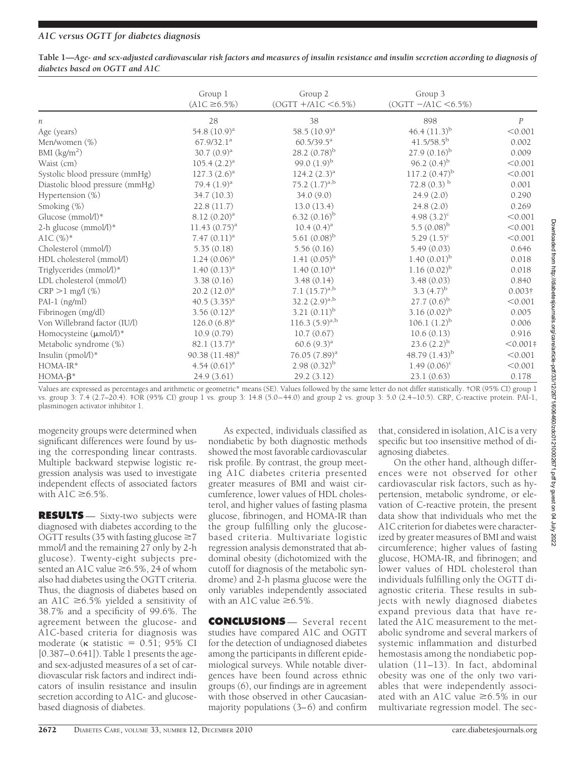**Table 1—Age- and sex-adjusted cardiovascular risk factors and measures of insulin resistance and insulin secretion according to diagnosis of diabetes based on OGTT and A1C**

| | Group 1 (A1C ≥6.5%) | Group 2 (OGTT +/A1C <6.5%) | Group 3 (OGTT −/A1C <6.5%) | |
|---|---|---|---|---|
| *n* | 28 | 38 | 898 | *P* |
| Age (years) | 54.8 (10.9)[a] | 58.5 (10.9)[a] | 46.4 (11.3)[b] | <0.001 |
| Men/women (%) | 67.9/32.1[a] | 60.5/39.5[a] | 41.5/58.5[b] | 0.002 |
| BMI (kg/m²) | 30.7 (0.9)[a] | 28.2 (0.78)[b] | 27.9 (0.16)[b] | 0.009 |
| Waist (cm) | 105.4 (2.2)[a] | 99.0 (1.9)[b] | 96.2 (0.4)[b] | <0.001 |
| Systolic blood pressure (mmHg) | 127.3 (2.6)[a] | 124.2 (2.3)[a] | 117.2 (0.47)[b] | <0.001 |
| Diastolic blood pressure (mmHg) | 79.4 (1.9)[a] | 75.2 (1.7)[a,b] | 72.8 (0.3)[b] | 0.001 |
| Hypertension (%) | 34.7 (10.3) | 34.0 (9.0) | 24.9 (2.0) | 0.290 |
| Smoking (%) | 22.8 (11.7) | 13.0 (13.4) | 24.8 (2.0) | 0.269 |
| Glucose (mmol/l)* | 8.12 (0.20)[a] | 6.32 (0.16)[b] | 4.98 (3.2)[c] | <0.001 |
| 2-h glucose (mmol/l)* | 11.43 (0.75)[a] | 10.4 (0.4)[a] | 5.5 (0.08)[b] | <0.001 |
| A1C (%)* | 7.47 (0.11)[a] | 5.61 (0.08)[b] | 5.29 (1.5)[c] | <0.001 |
| Cholesterol (mmol/l) | 5.35 (0.18) | 5.56 (0.16) | 5.49 (0.03) | 0.646 |
| HDL cholesterol (mmol/l) | 1.24 (0.06)[a] | 1.41 (0.05)[b] | 1.40 (0.01)[b] | 0.018 |
| Triglycerides (mmol/l)* | 1.40 (0.13)[a] | 1.40 (0.10)[a] | 1.16 (0.02)[b] | 0.018 |
| LDL cholesterol (mmol/l) | 3.38 (0.16) | 3.48 (0.14) | 3.48 (0.03) | 0.840 |
| CRP >1 mg/l (%) | 20.2 (12.0)[a] | 7.1 (15.7)[a,b] | 3.3 (4.7)[b] | 0.003† |
| PAI-1 (ng/ml) | 40.5 (3.35)[a] | 32.2 (2.9)[a,b] | 27.7 (0.6)[b] | <0.001 |
| Fibrinogen (mg/dl) | 3.56 (0.12)[a] | 3.21 (0.11)[b] | 3.16 (0.02)[b] | 0.005 |
| Von Willebrand factor (IU/l) | 126.0 (6.8)[a] | 116.3 (5.9)[a,b] | 106.1 (1.2)[b] | 0.006 |
| Homocysteine (μmol/l)* | 10.9 (0.79) | 10.7 (0.67) | 10.6 (0.13) | 0.916 |
| Metabolic syndrome (%) | 82.1 (13.7)[a] | 60.6 (9.3)[a] | 23.6 (2.2)[b] | <0.001‡ |
| Insulin (pmol/l)* | 90.38 (11.48)[a] | 76.05 (7.89)[a] | 48.79 (1.43)[b] | <0.001 |
| HOMA-IR* | 4.54 (0.61)[a] | 2.98 (0.32)[b] | 1.49 (0.06)[c] | <0.001 |
| HOMA-β* | 24.9 (3.61) | 29.2 (3.12) | 23.1 (0.63) | 0.178 |

Values are expressed as percentages and arithmetic or geometric* means (SE). Values followed by the same letter do not differ statistically. †OR (95% CI) group 1 vs. group 3: 7.4 (2.7–20.4). ‡OR (95% CI) group 1 vs. group 3: 14.8 (5.0–44.0) and group 2 vs. group 3: 5.0 (2.4–10.5). CRP, C-reactive protein. PAI-1, plasminogen activator inhibitor 1.

mogeneity groups were determined when significant differences were found by using the corresponding linear contrasts. Multiple backward stepwise logistic regression analysis was used to investigate independent effects of associated factors with A1C ≥6.5%.

**RESULTS** — Sixty-two subjects were diagnosed with diabetes according to the OGTT results (35 with fasting glucose ≥7 mmol/l and the remaining 27 only by 2-h glucose). Twenty-eight subjects presented an A1C value ≥6.5%, 24 of whom also had diabetes using the OGTT criteria. Thus, the diagnosis of diabetes based on an A1C ≥6.5% yielded a sensitivity of 38.7% and a specificity of 99.6%. The agreement between the glucose- and A1C-based criteria for diagnosis was moderate ($\kappa$ statistic = 0.51; 95% CI [0.387–0.641]). Table 1 presents the age- and sex-adjusted measures of a set of cardiovascular risk factors and indirect indicators of insulin resistance and insulin secretion according to A1C- and glucose-based diagnosis of diabetes.

As expected, individuals classified as nondiabetic by both diagnostic methods showed the most favorable cardiovascular risk profile. By contrast, the group meeting A1C diabetes criteria presented greater measures of BMI and waist circumference, lower values of HDL cholesterol, and higher values of fasting plasma glucose, fibrinogen, and HOMA-IR than the group fulfilling only the glucose-based criteria. Multivariate logistic regression analysis demonstrated that abdominal obesity (dichotomized with the cutoff for diagnosis of the metabolic syndrome) and 2-h plasma glucose were the only variables independently associated with an A1C value ≥6.5%.

**CONCLUSIONS** — Several recent studies have compared A1C and OGTT for the detection of undiagnosed diabetes among the participants in different epidemiological surveys. While notable divergences have been found across ethnic groups (6), our findings are in agreement with those observed in other Caucasian-majority populations (3–6) and confirm that, considered in isolation, A1C is a very specific but too insensitive method of diagnosing diabetes.

On the other hand, although differences were not observed for other cardiovascular risk factors, such as hypertension, metabolic syndrome, or elevation of C-reactive protein, the present data show that individuals who met the A1C criterion for diabetes were characterized by greater measures of BMI and waist circumference; higher values of fasting glucose, HOMA-IR, and fibrinogen; and lower values of HDL cholesterol than individuals fulfilling only the OGTT diagnostic criteria. These results in subjects with newly diagnosed diabetes expand previous data that have related the A1C measurement to the metabolic syndrome and several markers of systemic inflammation and disturbed hemostasis among the nondiabetic population (11–13). In fact, abdominal obesity was one of the only two variables that were independently associated with an A1C value ≥6.5% in our multivariate regression model. The sec-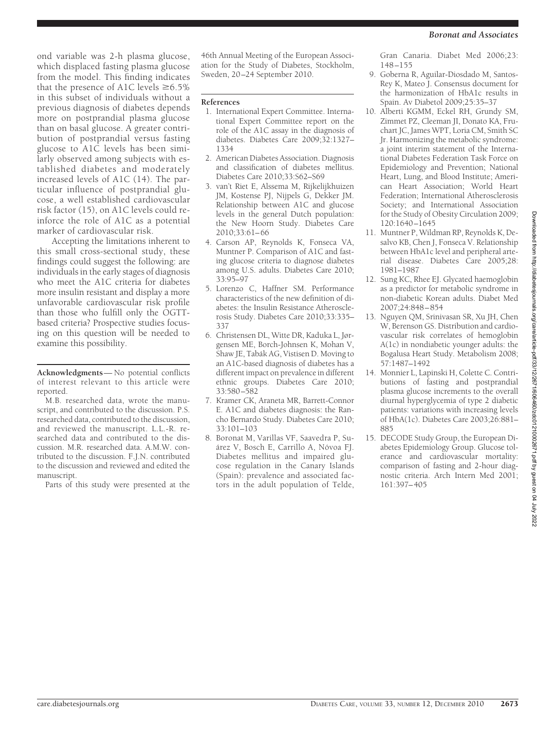ond variable was 2-h plasma glucose, which displaced fasting plasma glucose from the model. This finding indicates that the presence of A1C levels ≥6.5% in this subset of individuals without a previous diagnosis of diabetes depends more on postprandial plasma glucose than on basal glucose. A greater contribution of postprandial versus fasting glucose to A1C levels has been similarly observed among subjects with established diabetes and moderately increased levels of A1C (14). The particular influence of postprandial glucose, a well established cardiovascular risk factor (15), on A1C levels could reinforce the role of A1C as a potential marker of cardiovascular risk.

Accepting the limitations inherent to this small cross-sectional study, these findings could suggest the following: are individuals in the early stages of diagnosis who meet the A1C criteria for diabetes more insulin resistant and display a more unfavorable cardiovascular risk profile than those who fulfill only the OGTT-based criteria? Prospective studies focusing on this question will be needed to examine this possibility.

**Acknowledgments**— No potential conflicts of interest relevant to this article were reported.

M.B. researched data, wrote the manuscript, and contributed to the discussion. P.S. researched data, contributed to the discussion, and reviewed the manuscript. L.L.-R. researched data and contributed to the discussion. M.R. researched data. A.M.W. contributed to the discussion. F.J.N. contributed to the discussion and reviewed and edited the manuscript.

Parts of this study were presented at the 46th Annual Meeting of the European Association for the Study of Diabetes, Stockholm, Sweden, 20–24 September 2010.

## References

1. International Expert Committee. International Expert Committee report on the role of the A1C assay in the diagnosis of diabetes. Diabetes Care 2009;32:1327–1334
2. American Diabetes Association. Diagnosis and classification of diabetes mellitus. Diabetes Care 2010;33:S62–S69
3. van't Riet E, Alssema M, Rijkelijkhuizen JM, Kostense PJ, Nijpels G, Dekker JM. Relationship between A1C and glucose levels in the general Dutch population: the New Hoorn Study. Diabetes Care 2010;33:61–66
4. Carson AP, Reynolds K, Fonseca VA, Muntner P. Comparison of A1C and fasting glucose criteria to diagnose diabetes among U.S. adults. Diabetes Care 2010;33:95–97
5. Lorenzo C, Haffner SM. Performance characteristics of the new definition of diabetes: the Insulin Resistance Atherosclerosis Study. Diabetes Care 2010;33:335–337
6. Christensen DL, Witte DR, Kaduka L, Jørgensen ME, Borch-Johnsen K, Mohan V, Shaw JE, Tabák AG, Vistisen D. Moving to an A1C-based diagnosis of diabetes has a different impact on prevalence in different ethnic groups. Diabetes Care 2010;33:580–582
7. Kramer CK, Araneta MR, Barrett-Connor E. A1C and diabetes diagnosis: the Rancho Bernardo Study. Diabetes Care 2010;33:101–103
8. Boronat M, Varillas VF, Saavedra P, Suárez V, Bosch E, Carrillo A, Nóvoa FJ. Diabetes mellitus and impaired glucose regulation in the Canary Islands (Spain): prevalence and associated factors in the adult population of Telde, Gran Canaria. Diabet Med 2006;23:148–155
9. Goberna R, Aguilar-Diosdado M, Santos-Rey K, Mateo J. Consensus document for the harmonization of HbA1c results in Spain. Av Diabetol 2009;25:35–37
10. Alberti KGMM, Eckel RH, Grundy SM, Zimmet PZ, Cleeman JI, Donato KA, Fruchart JC, James WPT, Loria CM, Smith SC Jr. Harmonizing the metabolic syndrome: a joint interim statement of the International Diabetes Federation Task Force on Epidemiology and Prevention; National Heart, Lung, and Blood Institute; American Heart Association; World Heart Federation; International Atherosclerosis Society; and International Association for the Study of Obesity Circulation 2009;120:1640–1645
11. Muntner P, Wildman RP, Reynolds K, Desalvo KB, Chen J, Fonseca V. Relationship between HbA1c level and peripheral arterial disease. Diabetes Care 2005;28:1981–1987
12. Sung KC, Rhee EJ. Glycated haemoglobin as a predictor for metabolic syndrome in non-diabetic Korean adults. Diabet Med 2007;24:848–854
13. Nguyen QM, Srinivasan SR, Xu JH, Chen W, Berenson GS. Distribution and cardiovascular risk correlates of hemoglobin A(1c) in nondiabetic younger adults: the Bogalusa Heart Study. Metabolism 2008;57:1487–1492
14. Monnier L, Lapinski H, Colette C. Contributions of fasting and postprandial plasma glucose increments to the overall diurnal hyperglycemia of type 2 diabetic patients: variations with increasing levels of HbA(1c). Diabetes Care 2003;26:881–885
15. DECODE Study Group, the European Diabetes Epidemiology Group. Glucose tolerance and cardiovascular mortality: comparison of fasting and 2-hour diagnostic criteria. Arch Intern Med 2001;161:397–405